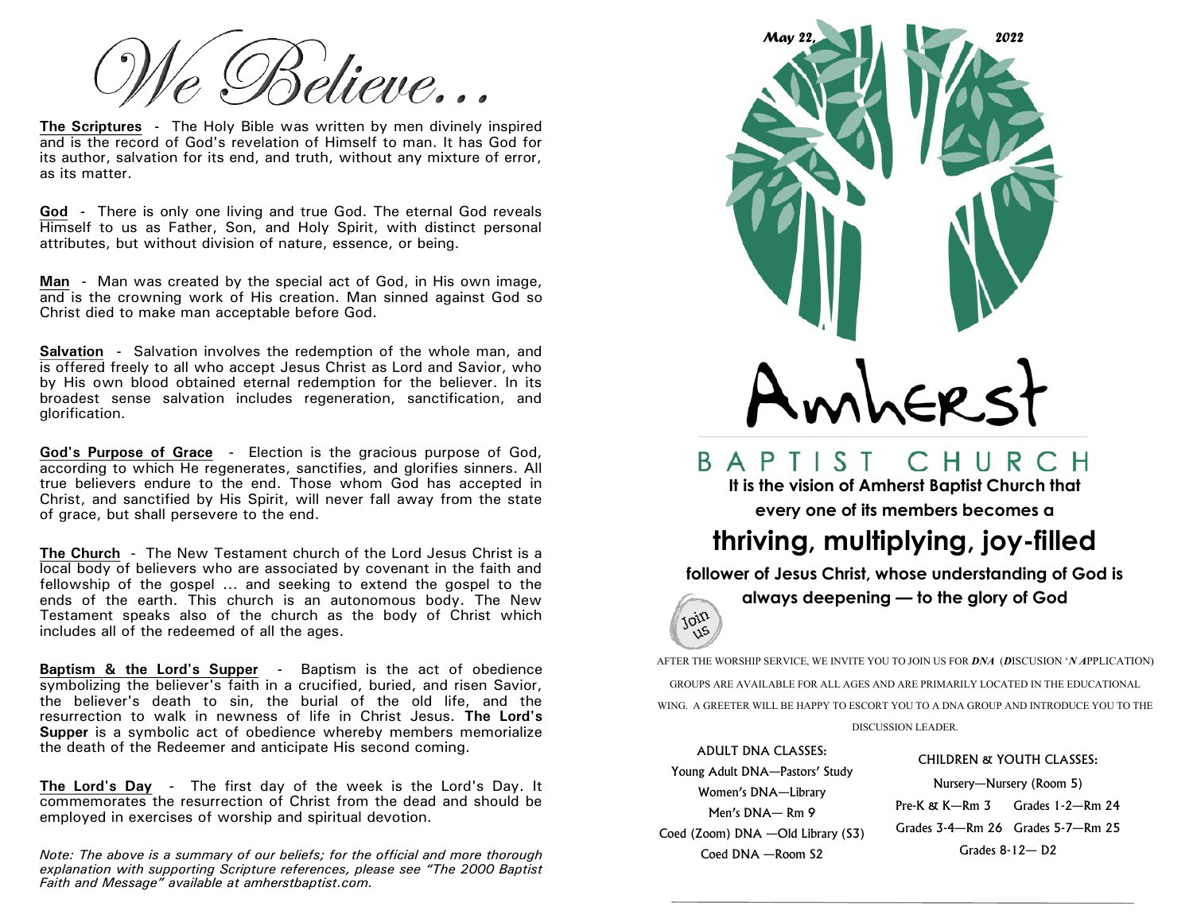# We Believe...

**The Scriptures** - The Holy Bible was written by men divinely inspired and is the record of God's revelation of Himself to man. It has God for its author, salvation for its end, and truth, without any mixture of error, as its matter.

**God** - There is only one living and true God. The eternal God reveals Himself to us as Father, Son, and Holy Spirit, with distinct personal attributes, but without division of nature, essence, or being.

**Man** - Man was created by the special act of God, in His own image, and is the crowning work of His creation. Man sinned against God so Christ died to make man acceptable before God.

**Salvation** - Salvation involves the redemption of the whole man, and is offered freely to all who accept Jesus Christ as Lord and Savior, who by His own blood obtained eternal redemption for the believer. In its broadest sense salvation includes regeneration, sanctification, and glorification.

**God's Purpose of Grace** - Election is the gracious purpose of God, according to which He regenerates, sanctifies, and glorifies sinners. All true believers endure to the end. Those whom God has accepted in Christ, and sanctified by His Spirit, will never fall away from the state of grace, but shall persevere to the end.

**The Church** - The New Testament church of the Lord Jesus Christ is a local body of believers who are associated by covenant in the faith and fellowship of the gospel ... and seeking to extend the gospel to the ends of the earth. This church is an autonomous body. The New Testament speaks also of the church as the body of Christ which includes all of the redeemed of all the ages.

**Baptism & the Lord's Supper** - Baptism is the act of obedience symbolizing the believer's faith in a crucified, buried, and risen Savior, the believer's death to sin, the burial of the old life, and the resurrection to walk in newness of life in Christ Jesus. **The Lord's Supper** is a symbolic act of obedience whereby members memorialize the death of the Redeemer and anticipate His second coming.

**The Lord's Day** - The first day of the week is the Lord's Day. It commemorates the resurrection of Christ from the dead and should be employed in exercises of worship and spiritual devotion.

*Note: The above is a summary of our beliefs; for the official and more thorough explanation with supporting Scripture references, please see "The 2000 Baptist Faith and Message" available at amherstbaptist.com.*

***May 22, 2022***

# Amherst

## BAPTIST CHURCH

**It is the vision of Amherst Baptist Church that every one of its members becomes a**

## thriving, multiplying, joy-filled

**follower of Jesus Christ, whose understanding of God is always deepening — to the glory of God**

Join us

AFTER THE WORSHIP SERVICE, WE INVITE YOU TO JOIN US FOR ***DNA*** (***D***ISCUSION '***N A***PPLICATION) GROUPS ARE AVAILABLE FOR ALL AGES AND ARE PRIMARILY LOCATED IN THE EDUCATIONAL WING. A GREETER WILL BE HAPPY TO ESCORT YOU TO A DNA GROUP AND INTRODUCE YOU TO THE DISCUSSION LEADER.

**ADULT DNA CLASSES:**

- Young Adult DNA—Pastors' Study
- Women's DNA—Library
- Men's DNA— Rm 9
- Coed (Zoom) DNA —Old Library (S3)
- Coed DNA —Room S2

**CHILDREN & YOUTH CLASSES:**

- Nursery—Nursery (Room 5)
- Pre-K & K—Rm 3
- Grades 1-2—Rm 24
- Grades 3-4—Rm 26
- Grades 5-7—Rm 25
- Grades 8-12— D2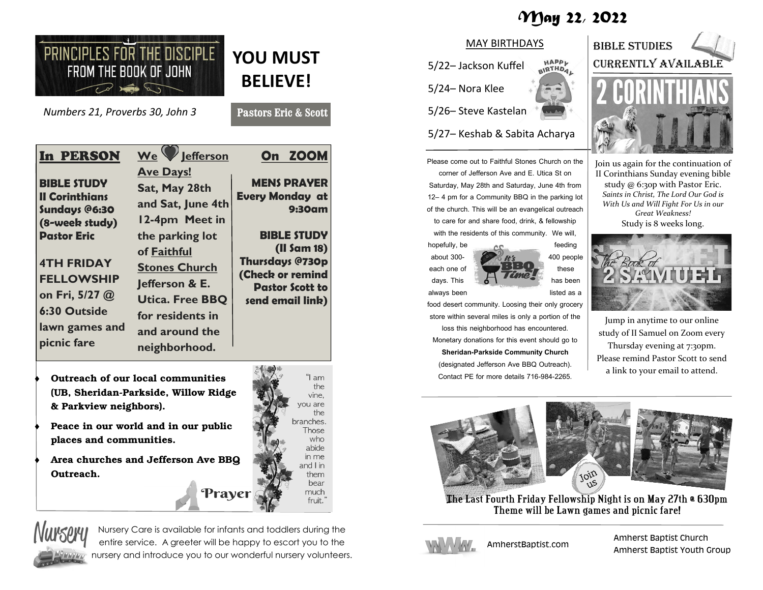# PRINCIPLES FOR THE DISCIPLE FROM THE BOOK OF JOHN

# YOU MUST BELIEVE!

*Numbers 21, Proverbs 30, John 3*

**Pastors Eric & Scott**

**In PERSON**

**BIBLE STUDY**
**II Corinthians**
**Sundays @6:30**
**(8-week study)**
**Pastor Eric**

**4TH FRIDAY FELLOWSHIP on Fri, 5/27 @ 6:30 Outside lawn games and picnic fare**

**We ♥ Jefferson Ave Days!**

**Sat, May 28th and Sat, June 4th 12-4pm Meet in the parking lot of Faithful Stones Church Jefferson & E. Utica. Free BBQ for residents in and around the neighborhood.**

**On ZOOM**

**MENS PRAYER**
**Every Monday at 9:30am**

**BIBLE STUDY (II Sam 18)**
**Thursdays @730p**
**(Check or remind Pastor Scott to send email link)**

- **Outreach of our local communities (UB, Sheridan-Parkside, Willow Ridge & Parkview neighbors).**
- **Peace in our world and in our public places and communities.**
- **Area churches and Jefferson Ave BBQ Outreach.**

**Prayer**

"I am the vine, you are the branches. Those who abide in me and I in them bear much fruit."

## Nursery

Nursery Care is available for infants and toddlers during the entire service. A greeter will be happy to escort you to the nursery and introduce you to our wonderful nursery volunteers.

# May 22, 2022

## MAY BIRTHDAYS

5/22– Jackson Kuffel

5/24– Nora Klee

5/26– Steve Kastelan

5/27– Keshab & Sabita Acharya

Please come out to Faithful Stones Church on the corner of Jefferson Ave and E. Utica St on Saturday, May 28th and Saturday, June 4th from 12– 4 pm for a Community BBQ in the parking lot of the church. This will be an evangelical outreach to care for and share food, drink, & fellowship with the residents of this community. We will, hopefully, be feeding about 300-400 people each one of these days. This has been always been listed as a food desert community. Loosing their only grocery store within several miles is only a portion of the loss this neighborhood has encountered. Monetary donations for this event should go to **Sheridan-Parkside Community Church** (designated Jefferson Ave BBQ Outreach). Contact PE for more details 716-984-2265.

## BIBLE STUDIES CURRENTLY AVAILABLE

**2 CORINTHIANS**

Join us again for the continuation of II Corinthians Sunday evening bible study @ 6:30p with Pastor Eric. *Saints in Christ, The Lord Our God is With Us and Will Fight For Us in our Great Weakness!* Study is 8 weeks long.

**The Book of 2 SAMUEL**

Jump in anytime to our online study of II Samuel on Zoom every Thursday evening at 7:30pm. Please remind Pastor Scott to send a link to your email to attend.

Join us

**The Last Fourth Friday Fellowship Night is on May 27th @ 630pm**
**Theme will be Lawn games and picnic fare!**

AmherstBaptist.com

Amherst Baptist Church
Amherst Baptist Youth Group